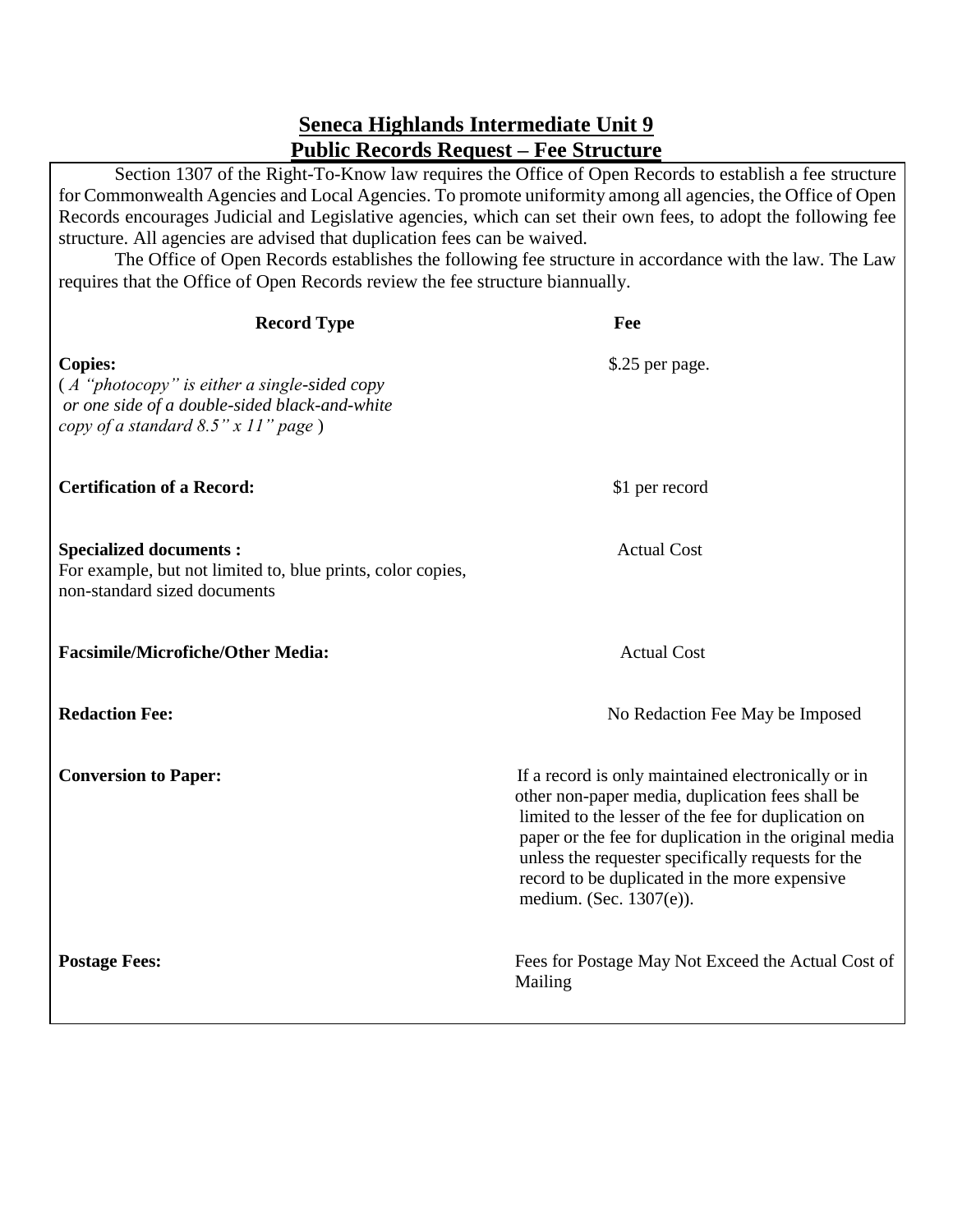## Seneca Highlands Intermediate Unit 9
## Public Records Request – Fee Structure

Section 1307 of the Right-To-Know law requires the Office of Open Records to establish a fee structure for Commonwealth Agencies and Local Agencies. To promote uniformity among all agencies, the Office of Open Records encourages Judicial and Legislative agencies, which can set their own fees, to adopt the following fee structure. All agencies are advised that duplication fees can be waived.

The Office of Open Records establishes the following fee structure in accordance with the law. The Law requires that the Office of Open Records review the fee structure biannually.

| Record Type | Fee |
|---|---|
| **Copies:** ( *A "photocopy" is either a single-sided copy or one side of a double-sided black-and-white copy of a standard 8.5" x 11" page* ) | \$.25 per page. |
| **Certification of a Record:** | \$1 per record |
| **Specialized documents :** For example, but not limited to, blue prints, color copies, non-standard sized documents | Actual Cost |
| **Facsimile/Microfiche/Other Media:** | Actual Cost |
| **Redaction Fee:** | No Redaction Fee May be Imposed |
| **Conversion to Paper:** | If a record is only maintained electronically or in other non-paper media, duplication fees shall be limited to the lesser of the fee for duplication on paper or the fee for duplication in the original media unless the requester specifically requests for the record to be duplicated in the more expensive medium. (Sec. 1307(e)). |
| **Postage Fees:** | Fees for Postage May Not Exceed the Actual Cost of Mailing |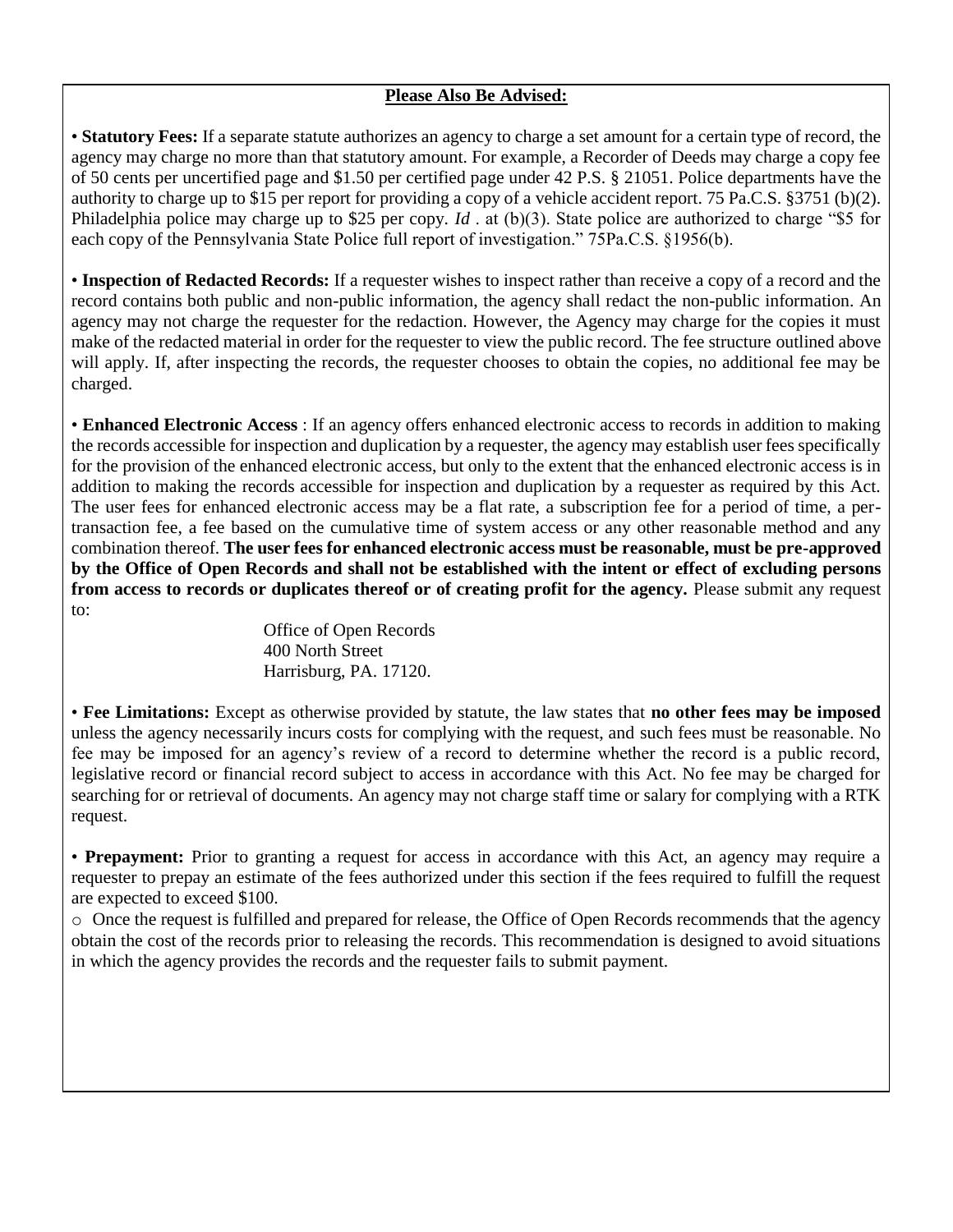**Please Also Be Advised:**

• **Statutory Fees:** If a separate statute authorizes an agency to charge a set amount for a certain type of record, the agency may charge no more than that statutory amount. For example, a Recorder of Deeds may charge a copy fee of 50 cents per uncertified page and $1.50 per certified page under 42 P.S. § 21051. Police departments have the authority to charge up to $15 per report for providing a copy of a vehicle accident report. 75 Pa.C.S. §3751 (b)(2). Philadelphia police may charge up to $25 per copy. *Id* . at (b)(3). State police are authorized to charge "$5 for each copy of the Pennsylvania State Police full report of investigation." 75Pa.C.S. §1956(b).

• **Inspection of Redacted Records:** If a requester wishes to inspect rather than receive a copy of a record and the record contains both public and non-public information, the agency shall redact the non-public information. An agency may not charge the requester for the redaction. However, the Agency may charge for the copies it must make of the redacted material in order for the requester to view the public record. The fee structure outlined above will apply. If, after inspecting the records, the requester chooses to obtain the copies, no additional fee may be charged.

• **Enhanced Electronic Access** : If an agency offers enhanced electronic access to records in addition to making the records accessible for inspection and duplication by a requester, the agency may establish user fees specifically for the provision of the enhanced electronic access, but only to the extent that the enhanced electronic access is in addition to making the records accessible for inspection and duplication by a requester as required by this Act. The user fees for enhanced electronic access may be a flat rate, a subscription fee for a period of time, a per-transaction fee, a fee based on the cumulative time of system access or any other reasonable method and any combination thereof. **The user fees for enhanced electronic access must be reasonable, must be pre-approved by the Office of Open Records and shall not be established with the intent or effect of excluding persons from access to records or duplicates thereof or of creating profit for the agency.** Please submit any request to:

Office of Open Records
400 North Street
Harrisburg, PA. 17120.

• **Fee Limitations:** Except as otherwise provided by statute, the law states that **no other fees may be imposed** unless the agency necessarily incurs costs for complying with the request, and such fees must be reasonable. No fee may be imposed for an agency's review of a record to determine whether the record is a public record, legislative record or financial record subject to access in accordance with this Act. No fee may be charged for searching for or retrieval of documents. An agency may not charge staff time or salary for complying with a RTK request.

• **Prepayment:** Prior to granting a request for access in accordance with this Act, an agency may require a requester to prepay an estimate of the fees authorized under this section if the fees required to fulfill the request are expected to exceed $100.

- Once the request is fulfilled and prepared for release, the Office of Open Records recommends that the agency obtain the cost of the records prior to releasing the records. This recommendation is designed to avoid situations in which the agency provides the records and the requester fails to submit payment.